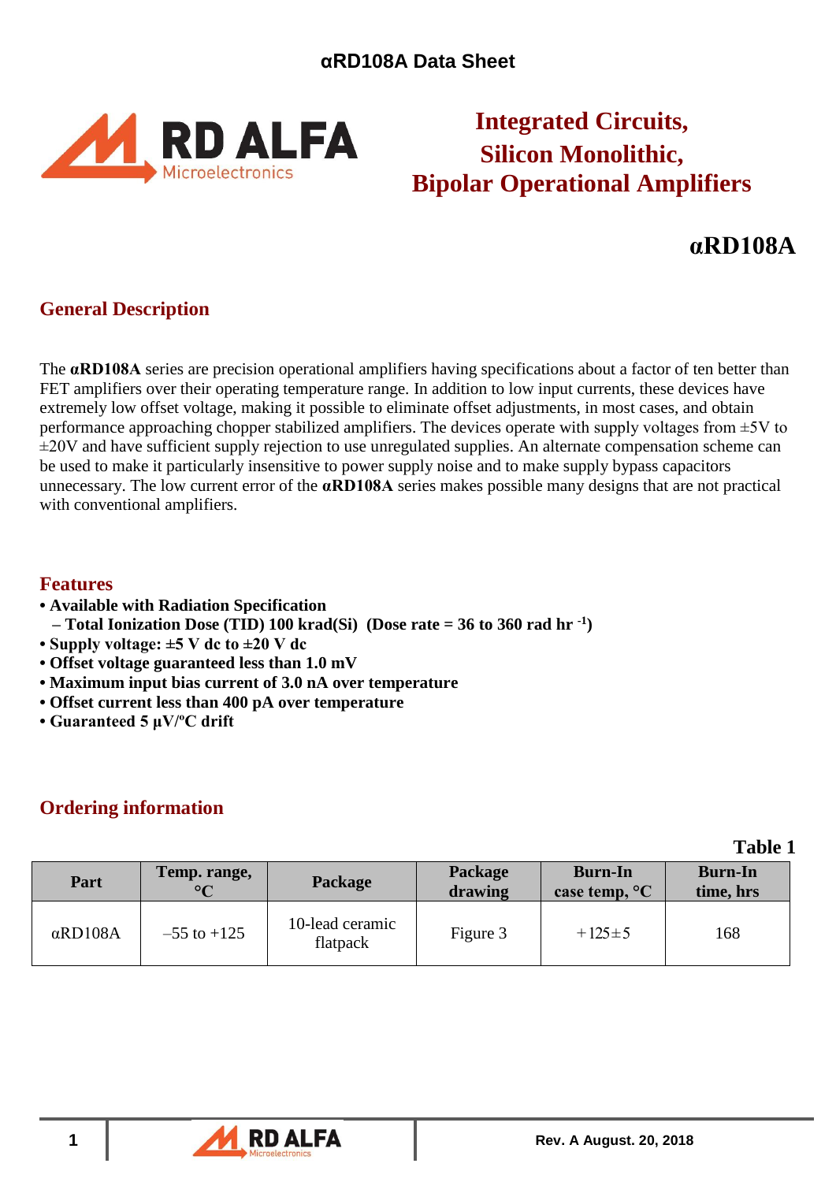# αRD108A Data Sheet

RD ALFA Microelectronics

## Integrated Circuits, Silicon Monolithic, Bipolar Operational Amplifiers

# αRD108A

## General Description

The **αRD108A** series are precision operational amplifiers having specifications about a factor of ten better than FET amplifiers over their operating temperature range. In addition to low input currents, these devices have extremely low offset voltage, making it possible to eliminate offset adjustments, in most cases, and obtain performance approaching chopper stabilized amplifiers. The devices operate with supply voltages from ±5V to ±20V and have sufficient supply rejection to use unregulated supplies. An alternate compensation scheme can be used to make it particularly insensitive to power supply noise and to make supply bypass capacitors unnecessary. The low current error of the **αRD108A** series makes possible many designs that are not practical with conventional amplifiers.

## Features

- **Available with Radiation Specification**
  - **– Total Ionization Dose (TID) 100 krad(Si) (Dose rate = 36 to 360 rad hr $^{-1}$)**
- **Supply voltage: ±5 V dc to ±20 V dc**
- **Offset voltage guaranteed less than 1.0 mV**
- **Maximum input bias current of 3.0 nA over temperature**
- **Offset current less than 400 pA over temperature**
- **Guaranteed 5 μV/ºC drift**

## Ordering information

**Table 1**

| Part | Temp. range, °C | Package | Package drawing | Burn-In case temp, °C | Burn-In time, hrs |
|---|---|---|---|---|---|
| αRD108A | –55 to +125 | 10-lead ceramic flatpack | Figure 3 | +125±5 | 168 |

Rev. A August. 20, 2018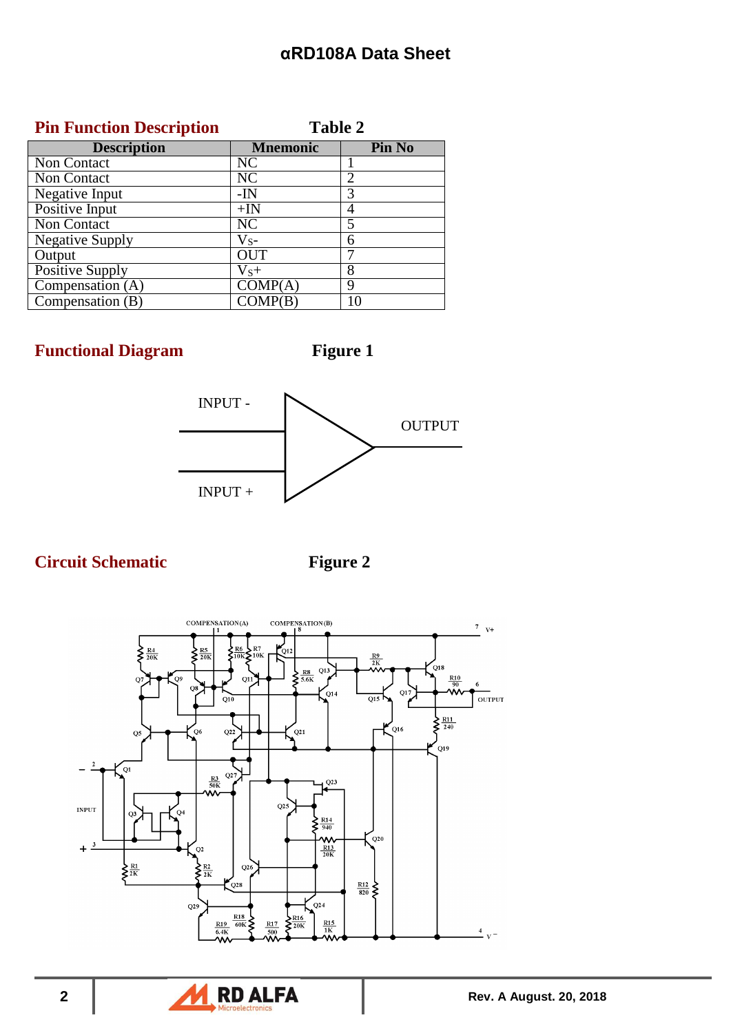## Pin Function Description

Table 2

| Description | Mnemonic | Pin No |
|---|---|---|
| Non Contact | NC | 1 |
| Non Contact | NC | 2 |
| Negative Input | -IN | 3 |
| Positive Input | +IN | 4 |
| Non Contact | NC | 5 |
| Negative Supply | $V_S$- | 6 |
| Output | OUT | 7 |
| Positive Supply | $V_S$+ | 8 |
| Compensation (A) | COMP(A) | 9 |
| Compensation (B) | COMP(B) | 10 |

## Functional Diagram

Figure 1

INPUT -

INPUT +

OUTPUT

## Circuit Schematic

Figure 2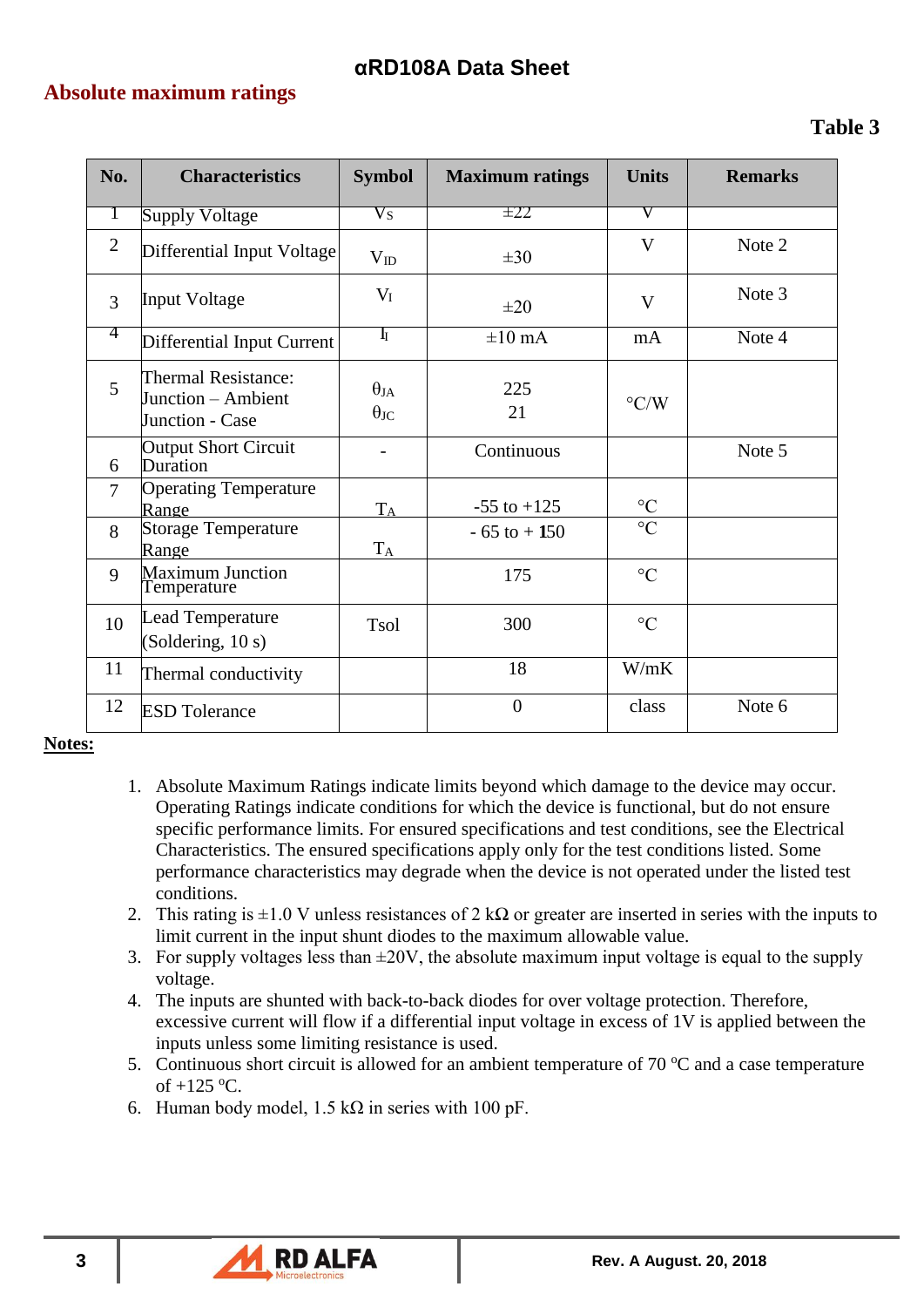## Absolute maximum ratings

**Table 3**

| No. | Characteristics | Symbol | Maximum ratings | Units | Remarks |
|---|---|---|---|---|---|
| 1 | Supply Voltage | $V_S$ | ±22 | V | |
| 2 | Differential Input Voltage | $V_{ID}$ | ±30 | V | Note 2 |
| 3 | Input Voltage | $V_I$ | ±20 | V | Note 3 |
| 4 | Differential Input Current | $I_I$ | ±10 mA | mA | Note 4 |
| 5 | Thermal Resistance: Junction – Ambient Junction - Case | $\theta_{JA}$ $\theta_{JC}$ | 225 21 | °C/W | |
| 6 | Output Short Circuit Duration | - | Continuous | | Note 5 |
| 7 | Operating Temperature Range | $T_A$ | -55 to +125 | °C | |
| 8 | Storage Temperature Range | $T_A$ | - 65 to + 150 | °C | |
| 9 | Maximum Junction Temperature | | 175 | °C | |
| 10 | Lead Temperature (Soldering, 10 s) | Tsol | 300 | °C | |
| 11 | Thermal conductivity | | 18 | W/mK | |
| 12 | ESD Tolerance | | 0 | class | Note 6 |

**Notes:**

1. Absolute Maximum Ratings indicate limits beyond which damage to the device may occur. Operating Ratings indicate conditions for which the device is functional, but do not ensure specific performance limits. For ensured specifications and test conditions, see the Electrical Characteristics. The ensured specifications apply only for the test conditions listed. Some performance characteristics may degrade when the device is not operated under the listed test conditions.
2. This rating is ±1.0 V unless resistances of 2 kΩ or greater are inserted in series with the inputs to limit current in the input shunt diodes to the maximum allowable value.
3. For supply voltages less than ±20V, the absolute maximum input voltage is equal to the supply voltage.
4. The inputs are shunted with back-to-back diodes for over voltage protection. Therefore, excessive current will flow if a differential input voltage in excess of 1V is applied between the inputs unless some limiting resistance is used.
5. Continuous short circuit is allowed for an ambient temperature of 70 °C and a case temperature of +125 °C.
6. Human body model, 1.5 kΩ in series with 100 pF.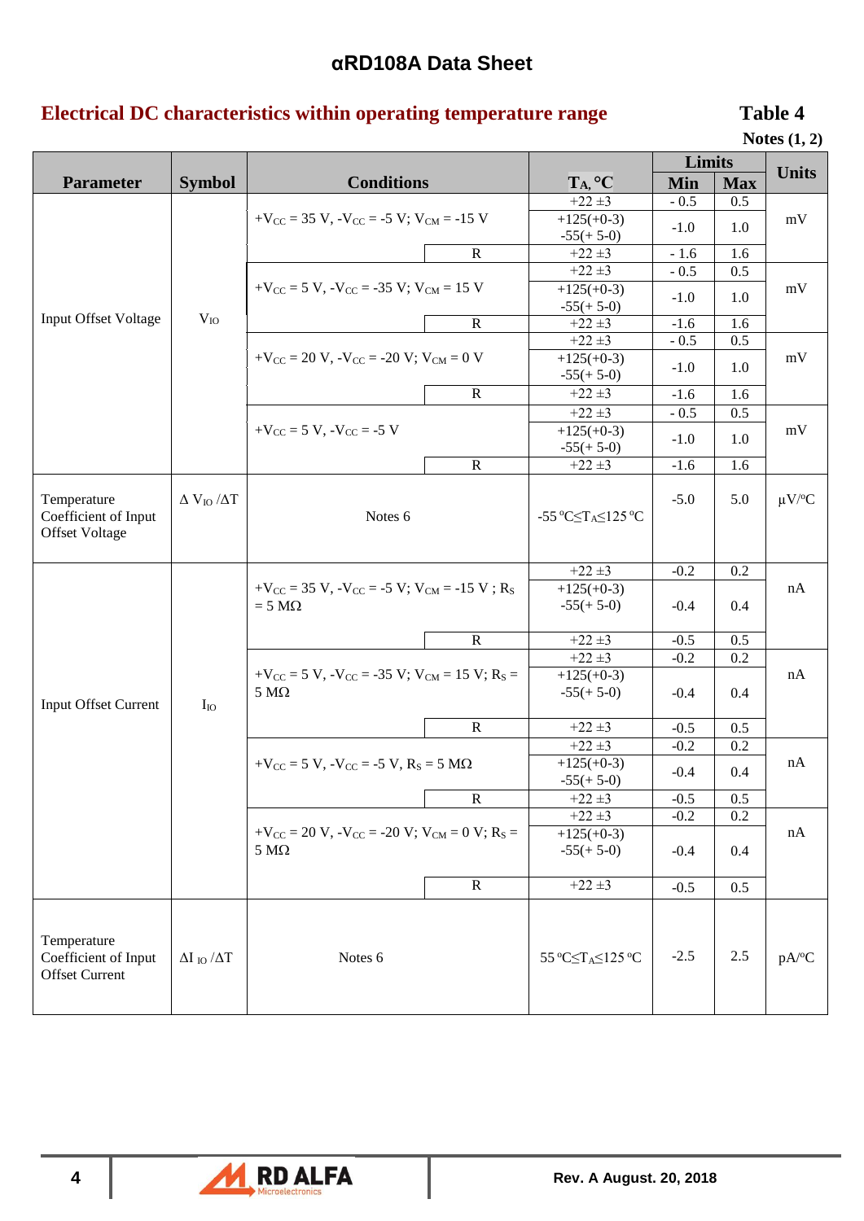## Electrical DC characteristics within operating temperature range

**Table 4**

**Notes (1, 2)**

| Parameter | Symbol | Conditions | | $T_A$, °C | Limits Min | Limits Max | Units |
|---|---|---|---|---|---|---|---|
| Input Offset Voltage | $V_{IO}$ | $+V_{CC}$ = 35 V, $-V_{CC}$ = -5 V; $V_{CM}$ = -15 V | | +22 ±3 | - 0.5 | 0.5 | mV |
| | | | | +125(+0-3) -55(+ 5-0) | -1.0 | 1.0 | |
| | | | R | +22 ±3 | - 1.6 | 1.6 | |
| | | $+V_{CC}$ = 5 V, $-V_{CC}$ = -35 V; $V_{CM}$ = 15 V | | +22 ±3 | - 0.5 | 0.5 | mV |
| | | | | +125(+0-3) -55(+ 5-0) | -1.0 | 1.0 | |
| | | | R | +22 ±3 | -1.6 | 1.6 | |
| | | $+V_{CC}$ = 20 V, $-V_{CC}$ = -20 V; $V_{CM}$ = 0 V | | +22 ±3 | - 0.5 | 0.5 | mV |
| | | | | +125(+0-3) -55(+ 5-0) | -1.0 | 1.0 | |
| | | | R | +22 ±3 | -1.6 | 1.6 | |
| | | $+V_{CC}$ = 5 V, $-V_{CC}$ = -5 V | | +22 ±3 | - 0.5 | 0.5 | mV |
| | | | | +125(+0-3) -55(+ 5-0) | -1.0 | 1.0 | |
| | | | R | +22 ±3 | -1.6 | 1.6 | |
| Temperature Coefficient of Input Offset Voltage | $\Delta V_{IO} / \Delta T$ | Notes 6 | | -55 °C≤$T_A$≤125 °C | -5.0 | 5.0 | µV/°C |
| Input Offset Current | $I_{IO}$ | $+V_{CC}$ = 35 V, $-V_{CC}$ = -5 V; $V_{CM}$ = -15 V ; $R_S$ = 5 MΩ | | +22 ±3 | -0.2 | 0.2 | nA |
| | | | | +125(+0-3) -55(+ 5-0) | -0.4 | 0.4 | |
| | | | R | +22 ±3 | -0.5 | 0.5 | |
| | | $+V_{CC}$ = 5 V, $-V_{CC}$ = -35 V; $V_{CM}$ = 15 V; $R_S$ = 5 MΩ | | +22 ±3 | -0.2 | 0.2 | nA |
| | | | | +125(+0-3) -55(+ 5-0) | -0.4 | 0.4 | |
| | | | R | +22 ±3 | -0.5 | 0.5 | |
| | | $+V_{CC}$ = 5 V, $-V_{CC}$ = -5 V, $R_S$ = 5 MΩ | | +22 ±3 | -0.2 | 0.2 | nA |
| | | | | +125(+0-3) -55(+ 5-0) | -0.4 | 0.4 | |
| | | | R | +22 ±3 | -0.5 | 0.5 | |
| | | $+V_{CC}$ = 20 V, $-V_{CC}$ = -20 V; $V_{CM}$ = 0 V; $R_S$ = 5 MΩ | | +22 ±3 | -0.2 | 0.2 | nA |
| | | | | +125(+0-3) -55(+ 5-0) | -0.4 | 0.4 | |
| | | | R | +22 ±3 | -0.5 | 0.5 | |
| Temperature Coefficient of Input Offset Current | $\Delta I_{IO} / \Delta T$ | Notes 6 | | 55 °C≤$T_A$≤125 °C | -2.5 | 2.5 | pA/°C |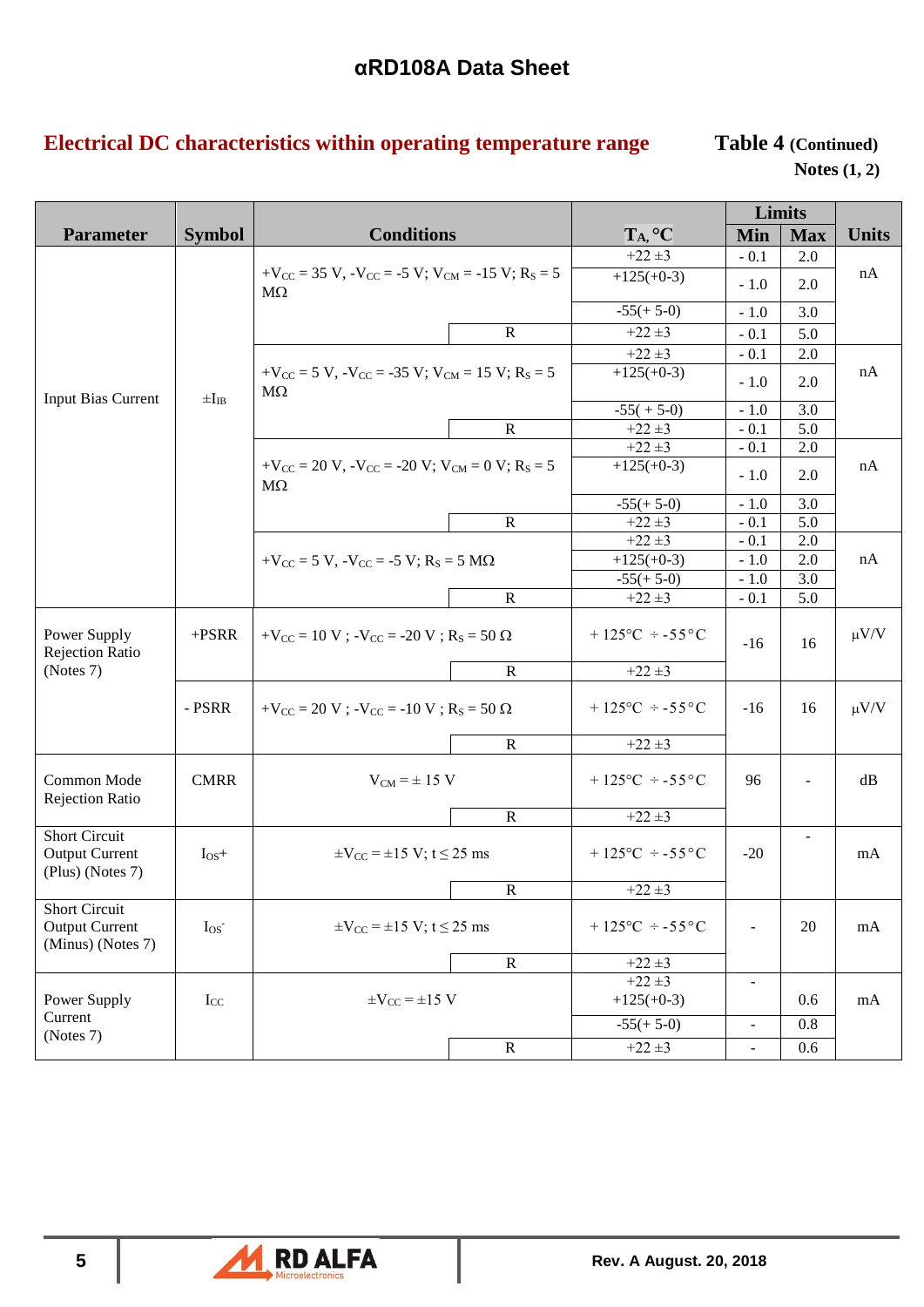## Electrical DC characteristics within operating temperature range

**Table 4** (Continued)
**Notes (1, 2)**

| Parameter | Symbol | Conditions | | $T_A$, °C | Limits Min | Limits Max | Units |
|---|---|---|---|---|---|---|---|
| Input Bias Current | $\pm I_{IB}$ | $+V_{CC}$ = 35 V, $-V_{CC}$ = -5 V; $V_{CM}$ = -15 V; $R_S$ = 5 MΩ | | +22 ±3 | - 0.1 | 2.0 | nA |
| | | | | +125(+0-3) | - 1.0 | 2.0 | |
| | | | | -55(+ 5-0) | - 1.0 | 3.0 | |
| | | | R | +22 ±3 | - 0.1 | 5.0 | |
| | | $+V_{CC}$ = 5 V, $-V_{CC}$ = -35 V; $V_{CM}$ = 15 V; $R_S$ = 5 MΩ | | +22 ±3 | - 0.1 | 2.0 | nA |
| | | | | +125(+0-3) | - 1.0 | 2.0 | |
| | | | | -55( + 5-0) | - 1.0 | 3.0 | |
| | | | R | +22 ±3 | - 0.1 | 5.0 | |
| | | $+V_{CC}$ = 20 V, $-V_{CC}$ = -20 V; $V_{CM}$ = 0 V; $R_S$ = 5 MΩ | | +22 ±3 | - 0.1 | 2.0 | nA |
| | | | | +125(+0-3) | - 1.0 | 2.0 | |
| | | | | -55(+ 5-0) | - 1.0 | 3.0 | |
| | | | R | +22 ±3 | - 0.1 | 5.0 | |
| | | $+V_{CC}$ = 5 V, $-V_{CC}$ = -5 V; $R_S$ = 5 MΩ | | +22 ±3 | - 0.1 | 2.0 | nA |
| | | | | +125(+0-3) | - 1.0 | 2.0 | |
| | | | | -55(+ 5-0) | - 1.0 | 3.0 | |
| | | | R | +22 ±3 | - 0.1 | 5.0 | |
| Power Supply Rejection Ratio (Notes 7) | +PSRR | $+V_{CC}$ = 10 V ; $-V_{CC}$ = -20 V ; $R_S$ = 50 Ω | | + 125°C ÷ -55°C | -16 | 16 | μV/V |
| | | | R | +22 ±3 | | | |
| | - PSRR | $+V_{CC}$ = 20 V ; $-V_{CC}$ = -10 V ; $R_S$ = 50 Ω | | + 125°C ÷ -55°C | -16 | 16 | μV/V |
| | | | R | +22 ±3 | | | |
| Common Mode Rejection Ratio | CMRR | $V_{CM}$ = ± 15 V | | + 125°C ÷ -55°C | 96 | - | dB |
| | | | R | +22 ±3 | | | |
| Short Circuit Output Current (Plus) (Notes 7) | $I_{OS}$+ | $\pm V_{CC}$ = ±15 V; t ≤ 25 ms | | + 125°C ÷ -55°C | -20 | - | mA |
| | | | R | +22 ±3 | | | |
| Short Circuit Output Current (Minus) (Notes 7) | $I_{OS}^-$ | $\pm V_{CC}$ = ±15 V; t ≤ 25 ms | | + 125°C ÷ -55°C | - | 20 | mA |
| | | | R | +22 ±3 | | | |
| Power Supply Current (Notes 7) | $I_{CC}$ | $\pm V_{CC}$ = ±15 V | | +22 ±3<br>+125(+0-3) | - | 0.6 | mA |
| | | | | -55(+ 5-0) | - | 0.8 | |
| | | | R | +22 ±3 | - | 0.6 | |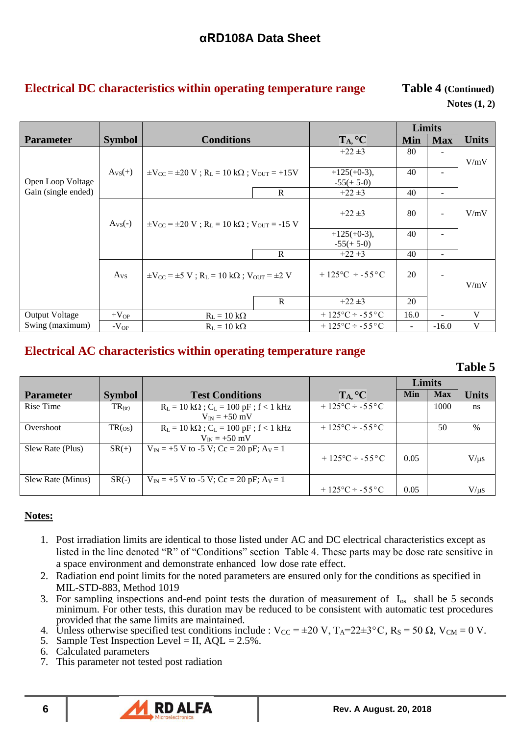## Electrical DC characteristics within operating temperature range

**Table 4** (Continued)
**Notes (1, 2)**

| Parameter | Symbol | Conditions | | $T_A$, °C | Limits Min | Limits Max | Units |
|---|---|---|---|---|---|---|---|
| Open Loop Voltage Gain (single ended) | $A_{VS}(+)$ | $\pm V_{CC} = \pm 20$ V ; $R_L = 10$ kΩ ; $V_{OUT} = +15$V | | +22 ±3 | 80 | - | V/mV |
| | | | | +125(+0-3), -55(+ 5-0) | 40 | - | |
| | | | R | +22 ±3 | 40 | - | |
| | $A_{VS}(-)$ | $\pm V_{CC} = \pm 20$ V ; $R_L = 10$ kΩ ; $V_{OUT} = -15$ V | | +22 ±3 | 80 | - | V/mV |
| | | | | +125(+0-3), -55(+ 5-0) | 40 | - | |
| | | | R | +22 ±3 | 40 | - | |
| | $A_{VS}$ | $\pm V_{CC} = \pm 5$ V ; $R_L = 10$ kΩ ; $V_{OUT} = \pm 2$ V | | + 125°C ÷ -55°C | 20 | - | V/mV |
| | | | R | +22 ±3 | 20 | | |
| Output Voltage Swing (maximum) | $+V_{OP}$ | $R_L = 10$ kΩ | | + 125°C ÷ -55°C | 16.0 | - | V |
| | $-V_{OP}$ | $R_L = 10$ kΩ | | + 125°C ÷ -55°C | - | -16.0 | V |

## Electrical AC characteristics within operating temperature range

**Table 5**

| Parameter | Symbol | Test Conditions | $T_A$, °C | Limits Min | Limits Max | Units |
|---|---|---|---|---|---|---|
| Rise Time | $TR_{(tr)}$ | $R_L = 10$ kΩ ; $C_L = 100$ pF ; f < 1 kHz $V_{IN} = +50$ mV | + 125°C ÷ -55°C | | 1000 | ns |
| Overshoot | $TR_{(OS)}$ | $R_L = 10$ kΩ ; $C_L = 100$ pF ; f < 1 kHz $V_{IN} = +50$ mV | + 125°C ÷ -55°C | | 50 | % |
| Slew Rate (Plus) | SR(+) | $V_{IN} = +5$ V to -5 V; Cc = 20 pF; $A_V = 1$ | + 125°C ÷ -55°C | 0.05 | | V/μs |
| Slew Rate (Minus) | SR(-) | $V_{IN} = +5$ V to -5 V; Cc = 20 pF; $A_V = 1$ | + 125°C ÷ -55°C | 0.05 | | V/μs |

**Notes:**

1. Post irradiation limits are identical to those listed under AC and DC electrical characteristics except as listed in the line denoted "R" of "Conditions" section Table 4. These parts may be dose rate sensitive in a space environment and demonstrate enhanced low dose rate effect.
2. Radiation end point limits for the noted parameters are ensured only for the conditions as specified in MIL-STD-883, Method 1019
3. For sampling inspections and-end point tests the duration of measurement of $I_{os}$ shall be 5 seconds minimum. For other tests, this duration may be reduced to be consistent with automatic test procedures provided that the same limits are maintained.
4. Unless otherwise specified test conditions include : $V_{CC} = \pm 20$ V, $T_A = 22 \pm 3$°C, $R_S = 50$ Ω, $V_{CM} = 0$ V.
5. Sample Test Inspection Level = II, AQL = 2.5%.
6. Calculated parameters
7. This parameter not tested post radiation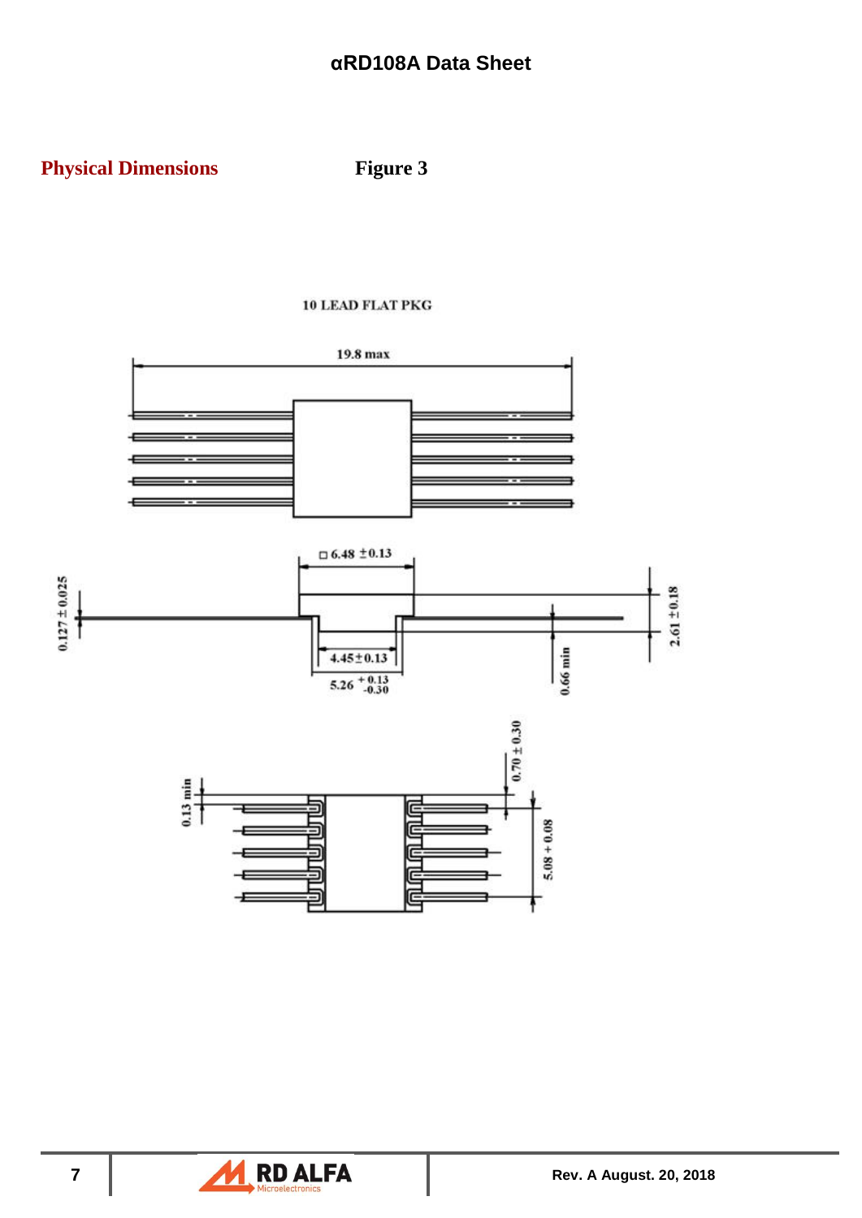## Physical Dimensions

**Figure 3**

10 LEAD FLAT PKG

19.8 max

□ 6.48 ±0.13

0.127 ± 0.025

2.61 ±0.18

0.66 min

4.45±0.13

5.26 $^{+0.13}_{-0.30}$

0.70 ± 0.30

0.13 min

5.08 + 0.08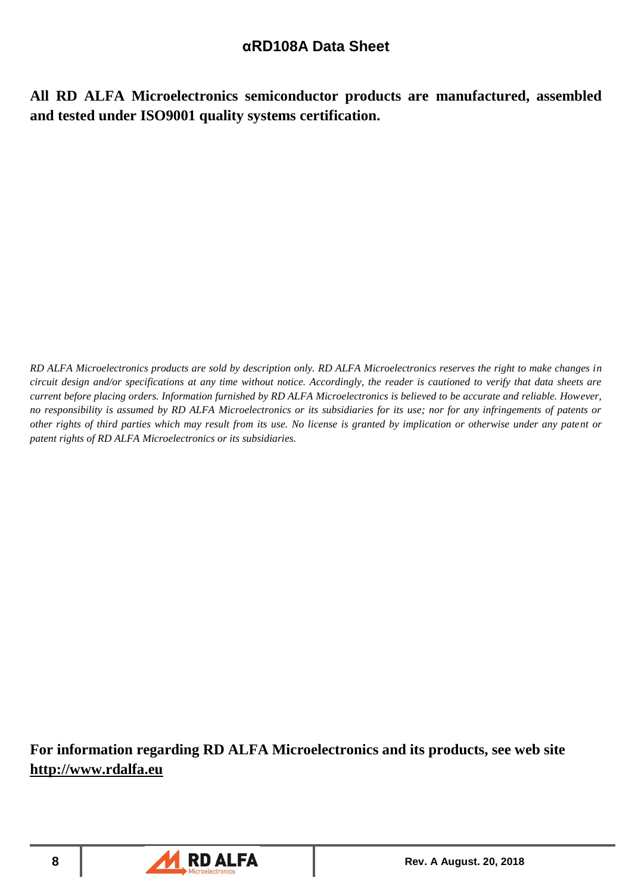**All RD ALFA Microelectronics semiconductor products are manufactured, assembled and tested under ISO9001 quality systems certification.**

*RD ALFA Microelectronics products are sold by description only. RD ALFA Microelectronics reserves the right to make changes in circuit design and/or specifications at any time without notice. Accordingly, the reader is cautioned to verify that data sheets are current before placing orders. Information furnished by RD ALFA Microelectronics is believed to be accurate and reliable. However, no responsibility is assumed by RD ALFA Microelectronics or its subsidiaries for its use; nor for any infringements of patents or other rights of third parties which may result from its use. No license is granted by implication or otherwise under any patent or patent rights of RD ALFA Microelectronics or its subsidiaries.*

**For information regarding RD ALFA Microelectronics and its products, see web site** **http://www.rdalfa.eu**